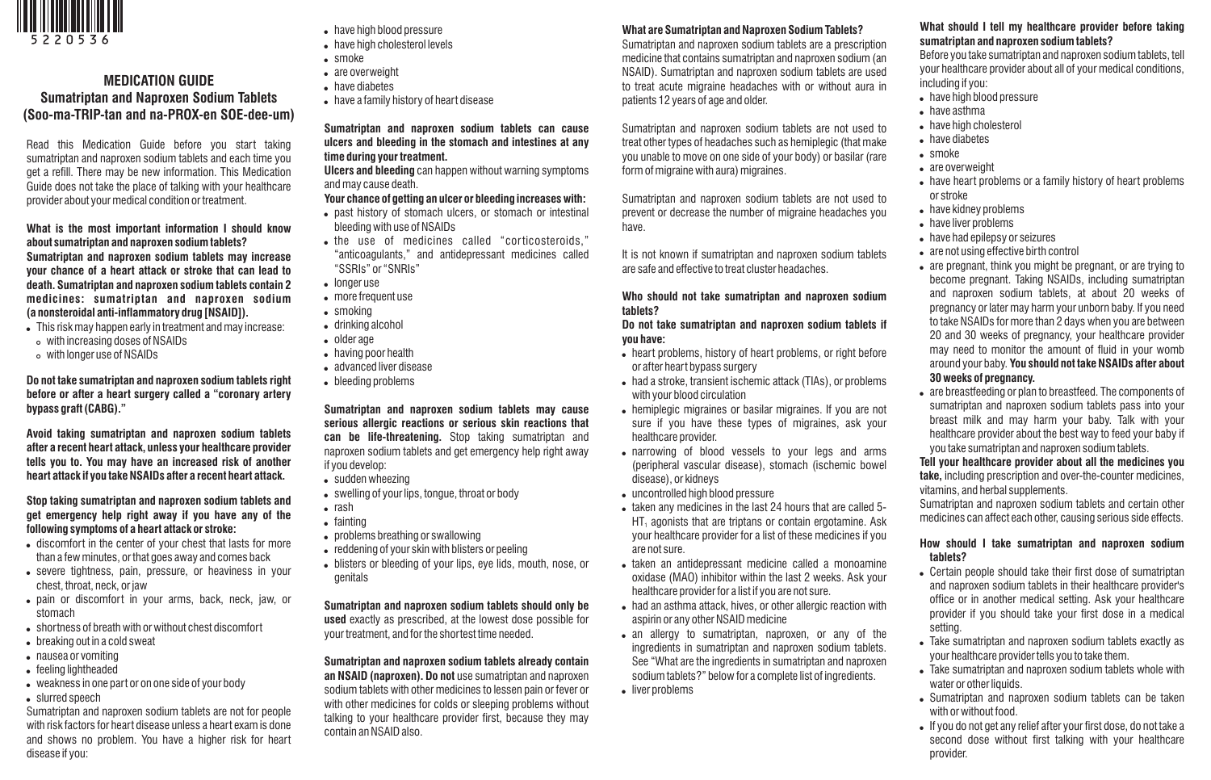5220536

# MEDICATION GUIDE

## Sumatriptan and Naproxen Sodium Tablets
## (Soo-ma-TRIP-tan and na-PROX-en SOE-dee-um)

Read this Medication Guide before you start taking sumatriptan and naproxen sodium tablets and each time you get a refill. There may be new information. This Medication Guide does not take the place of talking with your healthcare provider about your medical condition or treatment.

**What is the most important information I should know about sumatriptan and naproxen sodium tablets?**

**Sumatriptan and naproxen sodium tablets may increase your chance of a heart attack or stroke that can lead to death. Sumatriptan and naproxen sodium tablets contain 2 medicines: sumatriptan and naproxen sodium (a nonsteroidal anti-inflammatory drug [NSAID]).**

- This risk may happen early in treatment and may increase:
  - with increasing doses of NSAIDs
  - with longer use of NSAIDs

**Do not take sumatriptan and naproxen sodium tablets right before or after a heart surgery called a "coronary artery bypass graft (CABG)."**

**Avoid taking sumatriptan and naproxen sodium tablets after a recent heart attack, unless your healthcare provider tells you to. You may have an increased risk of another heart attack if you take NSAIDs after a recent heart attack.**

**Stop taking sumatriptan and naproxen sodium tablets and get emergency help right away if you have any of the following symptoms of a heart attack or stroke:**

- discomfort in the center of your chest that lasts for more than a few minutes, or that goes away and comes back
- severe tightness, pain, pressure, or heaviness in your chest, throat, neck, or jaw
- pain or discomfort in your arms, back, neck, jaw, or stomach
- shortness of breath with or without chest discomfort
- breaking out in a cold sweat
- nausea or vomiting
- feeling lightheaded
- weakness in one part or on one side of your body
- slurred speech

Sumatriptan and naproxen sodium tablets are not for people with risk factors for heart disease unless a heart exam is done and shows no problem. You have a higher risk for heart disease if you:

- have high blood pressure
- have high cholesterol levels
- smoke
- are overweight
- have diabetes
- have a family history of heart disease

**Sumatriptan and naproxen sodium tablets can cause ulcers and bleeding in the stomach and intestines at any time during your treatment.**

**Ulcers and bleeding** can happen without warning symptoms and may cause death.

**Your chance of getting an ulcer or bleeding increases with:**

- past history of stomach ulcers, or stomach or intestinal bleeding with use of NSAIDs
- the use of medicines called "corticosteroids," "anticoagulants," and antidepressant medicines called "SSRIs" or "SNRIs"
- longer use
- more frequent use
- smoking
- drinking alcohol
- older age
- having poor health
- advanced liver disease
- bleeding problems

**Sumatriptan and naproxen sodium tablets may cause serious allergic reactions or serious skin reactions that can be life-threatening.** Stop taking sumatriptan and naproxen sodium tablets and get emergency help right away if you develop:

- sudden wheezing
- swelling of your lips, tongue, throat or body
- rash
- fainting
- problems breathing or swallowing
- reddening of your skin with blisters or peeling
- blisters or bleeding of your lips, eye lids, mouth, nose, or genitals

**Sumatriptan and naproxen sodium tablets should only be used** exactly as prescribed, at the lowest dose possible for your treatment, and for the shortest time needed.

**Sumatriptan and naproxen sodium tablets already contain an NSAID (naproxen). Do not** use sumatriptan and naproxen sodium tablets with other medicines to lessen pain or fever or with other medicines for colds or sleeping problems without talking to your healthcare provider first, because they may contain an NSAID also.

**What are Sumatriptan and Naproxen Sodium Tablets?**

Sumatriptan and naproxen sodium tablets are a prescription medicine that contains sumatriptan and naproxen sodium (an NSAID). Sumatriptan and naproxen sodium tablets are used to treat acute migraine headaches with or without aura in patients 12 years of age and older.

Sumatriptan and naproxen sodium tablets are not used to treat other types of headaches such as hemiplegic (that make you unable to move on one side of your body) or basilar (rare form of migraine with aura) migraines.

Sumatriptan and naproxen sodium tablets are not used to prevent or decrease the number of migraine headaches you have.

It is not known if sumatriptan and naproxen sodium tablets are safe and effective to treat cluster headaches.

**Who should not take sumatriptan and naproxen sodium tablets?**

**Do not take sumatriptan and naproxen sodium tablets if you have:**

- heart problems, history of heart problems, or right before or after heart bypass surgery
- had a stroke, transient ischemic attack (TIAs), or problems with your blood circulation
- hemiplegic migraines or basilar migraines. If you are not sure if you have these types of migraines, ask your healthcare provider.
- narrowing of blood vessels to your legs and arms (peripheral vascular disease), stomach (ischemic bowel disease), or kidneys
- uncontrolled high blood pressure
- taken any medicines in the last 24 hours that are called 5-$HT_1$ agonists that are triptans or contain ergotamine. Ask your healthcare provider for a list of these medicines if you are not sure.
- taken an antidepressant medicine called a monoamine oxidase (MAO) inhibitor within the last 2 weeks. Ask your healthcare provider for a list if you are not sure.
- had an asthma attack, hives, or other allergic reaction with aspirin or any other NSAID medicine
- an allergy to sumatriptan, naproxen, or any of the ingredients in sumatriptan and naproxen sodium tablets. See "What are the ingredients in sumatriptan and naproxen sodium tablets?" below for a complete list of ingredients.
- liver problems

**What should I tell my healthcare provider before taking sumatriptan and naproxen sodium tablets?**

Before you take sumatriptan and naproxen sodium tablets, tell your healthcare provider about all of your medical conditions, including if you:

- have high blood pressure
- have asthma
- have high cholesterol
- have diabetes
- smoke
- are overweight
- have heart problems or a family history of heart problems or stroke
- have kidney problems
- have liver problems
- have had epilepsy or seizures
- are not using effective birth control
- are pregnant, think you might be pregnant, or are trying to become pregnant. Taking NSAIDs, including sumatriptan and naproxen sodium tablets, at about 20 weeks of pregnancy or later may harm your unborn baby. If you need to take NSAIDs for more than 2 days when you are between 20 and 30 weeks of pregnancy, your healthcare provider may need to monitor the amount of fluid in your womb around your baby. **You should not take NSAIDs after about 30 weeks of pregnancy.**
- are breastfeeding or plan to breastfeed. The components of sumatriptan and naproxen sodium tablets pass into your breast milk and may harm your baby. Talk with your healthcare provider about the best way to feed your baby if you take sumatriptan and naproxen sodium tablets.

**Tell your healthcare provider about all the medicines you take,** including prescription and over-the-counter medicines, vitamins, and herbal supplements.

Sumatriptan and naproxen sodium tablets and certain other medicines can affect each other, causing serious side effects.

**How should I take sumatriptan and naproxen sodium tablets?**

- Certain people should take their first dose of sumatriptan and naproxen sodium tablets in their healthcare provider's office or in another medical setting. Ask your healthcare provider if you should take your first dose in a medical setting.
- Take sumatriptan and naproxen sodium tablets exactly as your healthcare provider tells you to take them.
- Take sumatriptan and naproxen sodium tablets whole with water or other liquids.
- Sumatriptan and naproxen sodium tablets can be taken with or without food.
- If you do not get any relief after your first dose, do not take a second dose without first talking with your healthcare provider.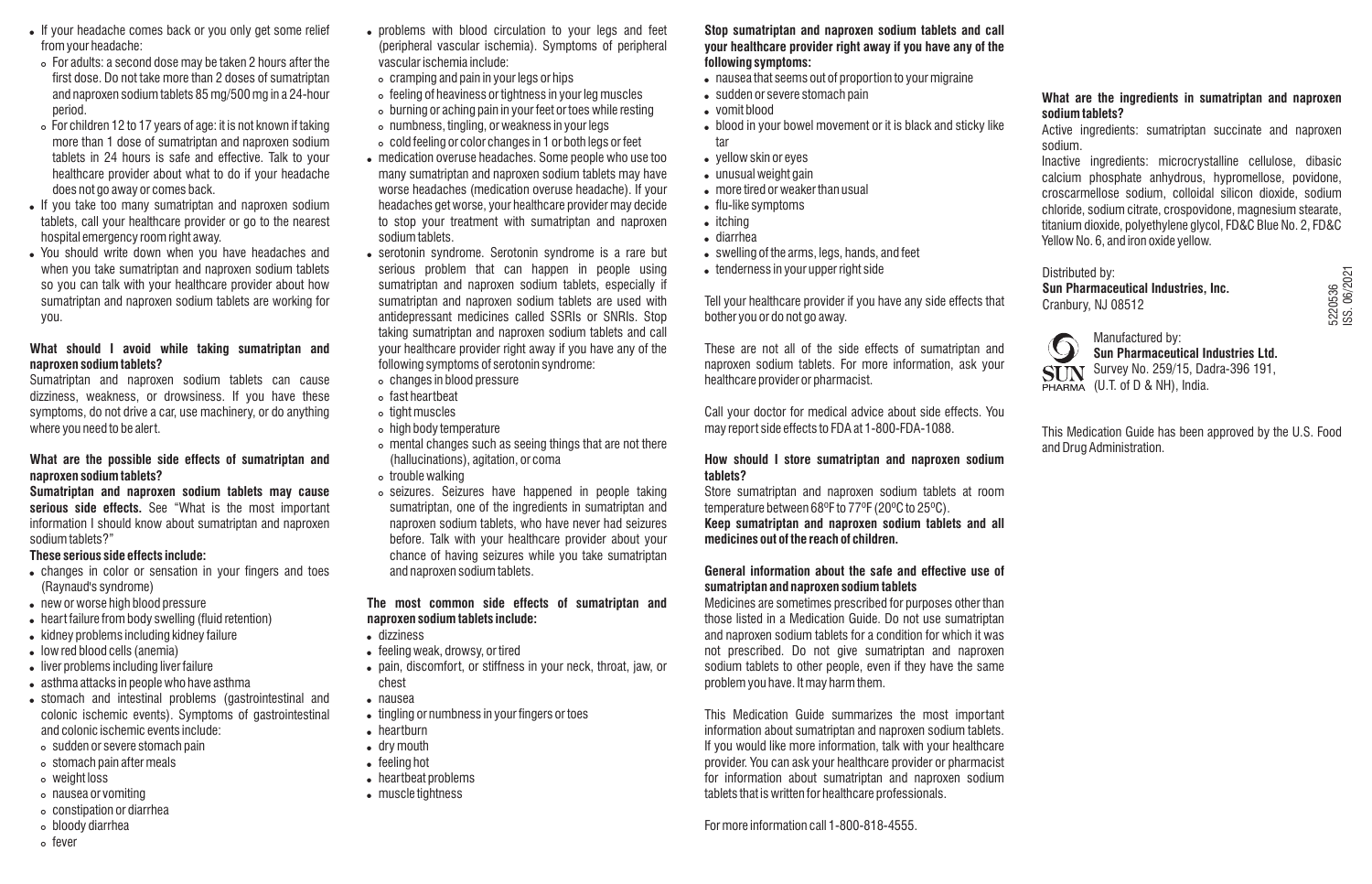- If your headache comes back or you only get some relief from your headache:
  - For adults: a second dose may be taken 2 hours after the first dose. Do not take more than 2 doses of sumatriptan and naproxen sodium tablets 85 mg/500 mg in a 24-hour period.
  - For children 12 to 17 years of age: it is not known if taking more than 1 dose of sumatriptan and naproxen sodium tablets in 24 hours is safe and effective. Talk to your healthcare provider about what to do if your headache does not go away or comes back.
- If you take too many sumatriptan and naproxen sodium tablets, call your healthcare provider or go to the nearest hospital emergency room right away.
- You should write down when you have headaches and when you take sumatriptan and naproxen sodium tablets so you can talk with your healthcare provider about how sumatriptan and naproxen sodium tablets are working for you.

**What should I avoid while taking sumatriptan and naproxen sodium tablets?**

Sumatriptan and naproxen sodium tablets can cause dizziness, weakness, or drowsiness. If you have these symptoms, do not drive a car, use machinery, or do anything where you need to be alert.

**What are the possible side effects of sumatriptan and naproxen sodium tablets?**

**Sumatriptan and naproxen sodium tablets may cause serious side effects.** See "What is the most important information I should know about sumatriptan and naproxen sodium tablets?"

**These serious side effects include:**

- changes in color or sensation in your fingers and toes (Raynaud's syndrome)
- new or worse high blood pressure
- heart failure from body swelling (fluid retention)
- kidney problems including kidney failure
- low red blood cells (anemia)
- liver problems including liver failure
- asthma attacks in people who have asthma
- stomach and intestinal problems (gastrointestinal and colonic ischemic events). Symptoms of gastrointestinal and colonic ischemic events include:
  - sudden or severe stomach pain
  - stomach pain after meals
  - weight loss
  - nausea or vomiting
  - constipation or diarrhea
  - bloody diarrhea
  - fever
- problems with blood circulation to your legs and feet (peripheral vascular ischemia). Symptoms of peripheral vascular ischemia include:
  - cramping and pain in your legs or hips
  - feeling of heaviness or tightness in your leg muscles
  - burning or aching pain in your feet or toes while resting
  - numbness, tingling, or weakness in your legs
  - cold feeling or color changes in 1 or both legs or feet
- medication overuse headaches. Some people who use too many sumatriptan and naproxen sodium tablets may have worse headaches (medication overuse headache). If your headaches get worse, your healthcare provider may decide to stop your treatment with sumatriptan and naproxen sodium tablets.
- serotonin syndrome. Serotonin syndrome is a rare but serious problem that can happen in people using sumatriptan and naproxen sodium tablets, especially if sumatriptan and naproxen sodium tablets are used with antidepressant medicines called SSRIs or SNRIs. Stop taking sumatriptan and naproxen sodium tablets and call your healthcare provider right away if you have any of the following symptoms of serotonin syndrome:
  - changes in blood pressure
  - fast heartbeat
  - tight muscles
  - high body temperature
  - mental changes such as seeing things that are not there (hallucinations), agitation, or coma
  - trouble walking
  - seizures. Seizures have happened in people taking sumatriptan, one of the ingredients in sumatriptan and naproxen sodium tablets, who have never had seizures before. Talk with your healthcare provider about your chance of having seizures while you take sumatriptan and naproxen sodium tablets.

**The most common side effects of sumatriptan and naproxen sodium tablets include:**

- dizziness
- feeling weak, drowsy, or tired
- pain, discomfort, or stiffness in your neck, throat, jaw, or chest
- nausea
- tingling or numbness in your fingers or toes
- heartburn
- dry mouth
- feeling hot
- heartbeat problems
- muscle tightness

**Stop sumatriptan and naproxen sodium tablets and call your healthcare provider right away if you have any of the following symptoms:**

- nausea that seems out of proportion to your migraine
- sudden or severe stomach pain
- vomit blood
- blood in your bowel movement or it is black and sticky like tar
- yellow skin or eyes
- unusual weight gain
- more tired or weaker than usual
- flu-like symptoms
- itching
- diarrhea
- swelling of the arms, legs, hands, and feet
- tenderness in your upper right side

Tell your healthcare provider if you have any side effects that bother you or do not go away.

These are not all of the side effects of sumatriptan and naproxen sodium tablets. For more information, ask your healthcare provider or pharmacist.

Call your doctor for medical advice about side effects. You may report side effects to FDA at 1-800-FDA-1088.

**How should I store sumatriptan and naproxen sodium tablets?**

Store sumatriptan and naproxen sodium tablets at room temperature between 68ºF to 77ºF (20ºC to 25ºC).

**Keep sumatriptan and naproxen sodium tablets and all medicines out of the reach of children.**

**General information about the safe and effective use of sumatriptan and naproxen sodium tablets**

Medicines are sometimes prescribed for purposes other than those listed in a Medication Guide. Do not use sumatriptan and naproxen sodium tablets for a condition for which it was not prescribed. Do not give sumatriptan and naproxen sodium tablets to other people, even if they have the same problem you have. It may harm them.

This Medication Guide summarizes the most important information about sumatriptan and naproxen sodium tablets. If you would like more information, talk with your healthcare provider. You can ask your healthcare provider or pharmacist for information about sumatriptan and naproxen sodium tablets that is written for healthcare professionals.

For more information call 1-800-818-4555.

**What are the ingredients in sumatriptan and naproxen sodium tablets?**

Active ingredients: sumatriptan succinate and naproxen sodium.

Inactive ingredients: microcrystalline cellulose, dibasic calcium phosphate anhydrous, hypromellose, povidone, croscarmellose sodium, colloidal silicon dioxide, sodium chloride, sodium citrate, crospovidone, magnesium stearate, titanium dioxide, polyethylene glycol, FD&C Blue No. 2, FD&C Yellow No. 6, and iron oxide yellow.

Distributed by:
**Sun Pharmaceutical Industries, Inc.**
Cranbury, NJ 08512

Manufactured by:
**Sun Pharmaceutical Industries Ltd.**
Survey No. 259/15, Dadra-396 191,
(U.T. of D & NH), India.

5220536
ISS. 06/2021

This Medication Guide has been approved by the U.S. Food and Drug Administration.